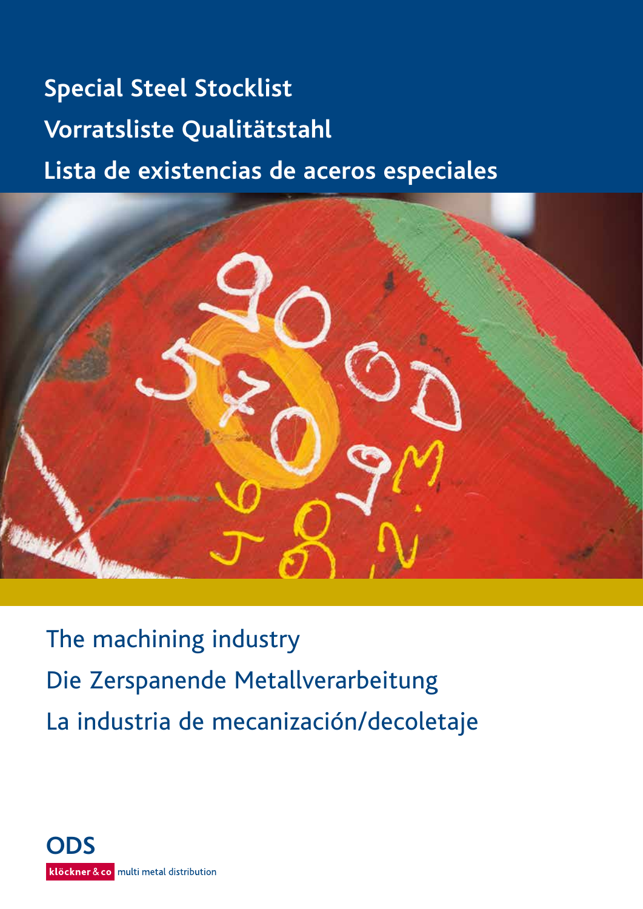# Special Steel Stocklist

# Vorratsliste Qualitätstahl

# Lista de existencias de aceros especiales

## The machining industry

## Die Zerspanende Metallverarbeitung

## La industria de mecanización/decoletaje

ODS

klöckner & co multi metal distribution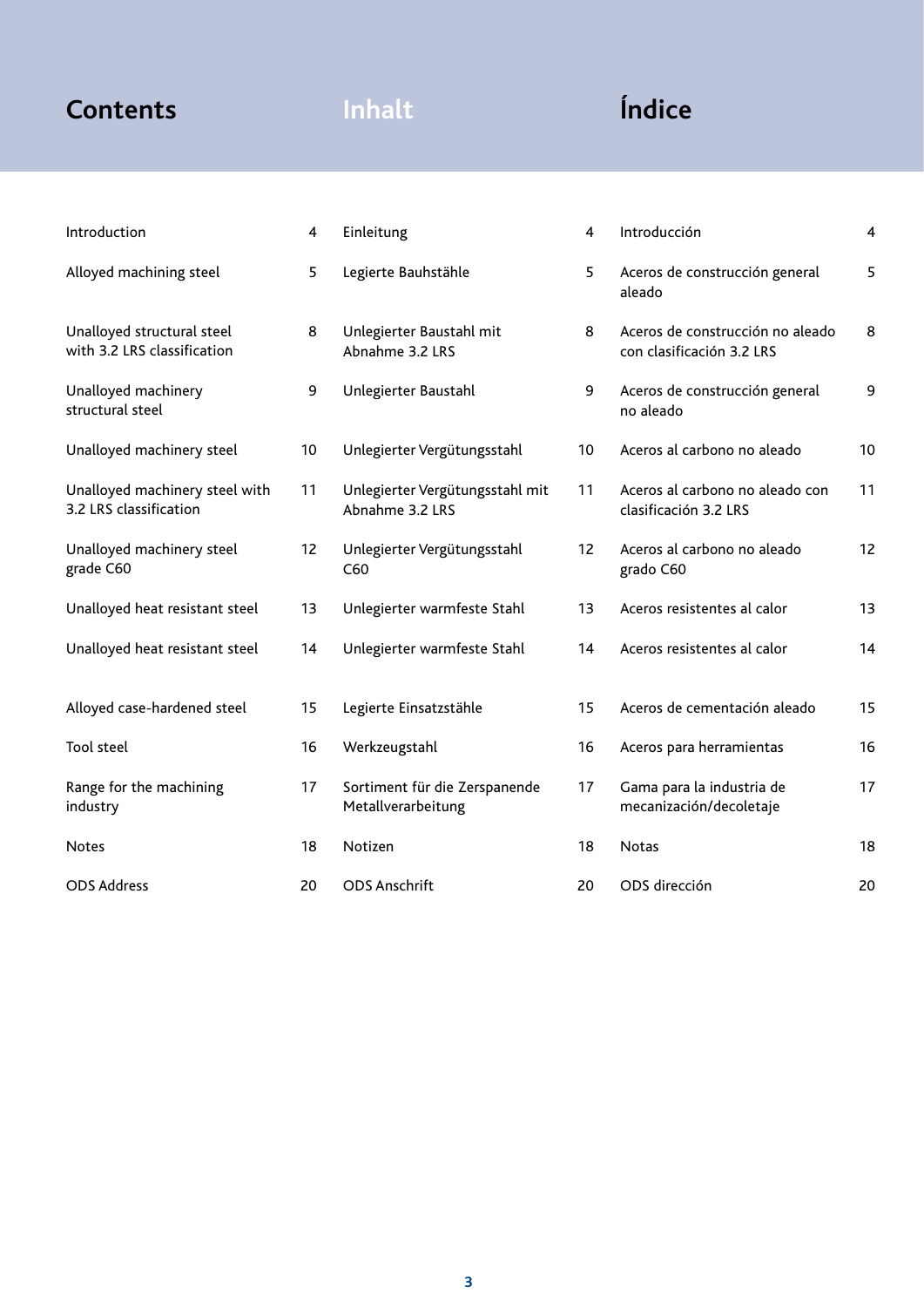# Contents / Inhalt / Índice

| Contents | | Inhalt | | Índice | |
|---|---|---|---|---|---|
| Introduction | 4 | Einleitung | 4 | Introducción | 4 |
| Alloyed machining steel | 5 | Legierte Bauhstähle | 5 | Aceros de construcción general aleado | 5 |
| Unalloyed structural steel with 3.2 LRS classification | 8 | Unlegierter Baustahl mit Abnahme 3.2 LRS | 8 | Aceros de construcción no aleado con clasificación 3.2 LRS | 8 |
| Unalloyed machinery structural steel | 9 | Unlegierter Baustahl | 9 | Aceros de construcción general no aleado | 9 |
| Unalloyed machinery steel | 10 | Unlegierter Vergütungsstahl | 10 | Aceros al carbono no aleado | 10 |
| Unalloyed machinery steel with 3.2 LRS classification | 11 | Unlegierter Vergütungsstahl mit Abnahme 3.2 LRS | 11 | Aceros al carbono no aleado con clasificación 3.2 LRS | 11 |
| Unalloyed machinery steel grade C60 | 12 | Unlegierter Vergütungsstahl C60 | 12 | Aceros al carbono no aleado grado C60 | 12 |
| Unalloyed heat resistant steel | 13 | Unlegierter warmfeste Stahl | 13 | Aceros resistentes al calor | 13 |
| Unalloyed heat resistant steel | 14 | Unlegierter warmfeste Stahl | 14 | Aceros resistentes al calor | 14 |
| Alloyed case-hardened steel | 15 | Legierte Einsatzstähle | 15 | Aceros de cementación aleado | 15 |
| Tool steel | 16 | Werkzeugstahl | 16 | Aceros para herramientas | 16 |
| Range for the machining industry | 17 | Sortiment für die Zerspanende Metallverarbeitung | 17 | Gama para la industria de mecanización/decoletaje | 17 |
| Notes | 18 | Notizen | 18 | Notas | 18 |
| ODS Address | 20 | ODS Anschrift | 20 | ODS dirección | 20 |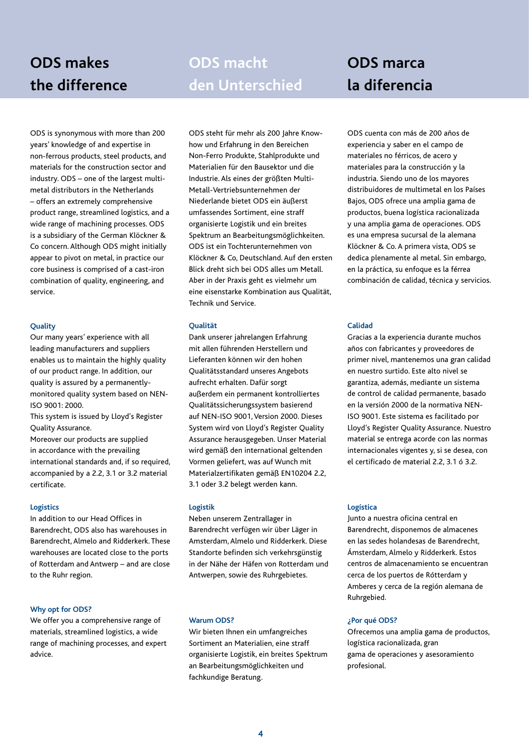# ODS makes the difference

ODS is synonymous with more than 200 years' knowledge of and expertise in non-ferrous products, steel products, and materials for the construction sector and industry. ODS – one of the largest multi-metal distributors in the Netherlands – offers an extremely comprehensive product range, streamlined logistics, and a wide range of machining processes. ODS is a subsidiary of the German Klöckner & Co concern. Although ODS might initially appear to pivot on metal, in practice our core business is comprised of a cast-iron combination of quality, engineering, and service.

### Quality

Our many years' experience with all leading manufacturers and suppliers enables us to maintain the highly quality of our product range. In addition, our quality is assured by a permanently-monitored quality system based on NEN-ISO 9001: 2000.
This system is issued by Lloyd's Register Quality Assurance.
Moreover our products are supplied in accordance with the prevailing international standards and, if so required, accompanied by a 2.2, 3.1 or 3.2 material certificate.

### Logistics

In addition to our Head Offices in Barendrecht, ODS also has warehouses in Barendrecht, Almelo and Ridderkerk. These warehouses are located close to the ports of Rotterdam and Antwerp – and are close to the Ruhr region.

### Why opt for ODS?

We offer you a comprehensive range of materials, streamlined logistics, a wide range of machining processes, and expert advice.

# ODS macht den Unterschied

ODS steht für mehr als 200 Jahre Know-how und Erfahrung in den Bereichen Non-Ferro Produkte, Stahlprodukte und Materialien für den Bausektor und die Industrie. Als eines der größten Multi-Metall-Vertriebsunternehmen der Niederlande bietet ODS ein äußerst umfassendes Sortiment, eine straff organisierte Logistik und ein breites Spektrum an Bearbeitungsmöglichkeiten. ODS ist ein Tochterunternehmen von Klöckner & Co, Deutschland. Auf den ersten Blick dreht sich bei ODS alles um Metall. Aber in der Praxis geht es vielmehr um eine eisenstarke Kombination aus Qualität, Technik und Service.

### Qualität

Dank unserer jahrelangen Erfahrung mit allen führenden Herstellern und Lieferanten können wir den hohen Qualitätsstandard unseres Angebots aufrecht erhalten. Dafür sorgt außerdem ein permanent kontrolliertes Qualitätssicherungssystem basierend auf NEN-ISO 9001, Version 2000. Dieses System wird von Lloyd's Register Quality Assurance herausgegeben. Unser Material wird gemäß den international geltenden Vormen geliefert, was auf Wunch mit Materialzertifikaten gemäß EN10204 2.2, 3.1 oder 3.2 belegt werden kann.

### Logistik

Neben unserem Zentrallager in Barendrecht verfügen wir über Läger in Amsterdam, Almelo und Ridderkerk. Diese Standorte befinden sich verkehrsgünstig in der Nähe der Häfen von Rotterdam und Antwerpen, sowie des Ruhrgebietes.

### Warum ODS?

Wir bieten Ihnen ein umfangreiches Sortiment an Materialien, eine straff organisierte Logistik, ein breites Spektrum an Bearbeitungsmöglichkeiten und fachkundige Beratung.

# ODS marca la diferencia

ODS cuenta con más de 200 años de experiencia y saber en el campo de materiales no férricos, de acero y materiales para la construcción y la industria. Siendo uno de los mayores distribuidores de multimetal en los Países Bajos, ODS ofrece una amplia gama de productos, buena logística racionalizada y una amplia gama de operaciones. ODS es una empresa sucursal de la alemana Klöckner & Co. A primera vista, ODS se dedica plenamente al metal. Sin embargo, en la práctica, su enfoque es la férrea combinación de calidad, técnica y servicios.

### Calidad

Gracias a la experiencia durante muchos años con fabricantes y proveedores de primer nivel, mantenemos una gran calidad en nuestro surtido. Este alto nivel se garantiza, además, mediante un sistema de control de calidad permanente, basado en la versión 2000 de la normativa NEN-ISO 9001. Este sistema es facilitado por Lloyd's Register Quality Assurance. Nuestro material se entrega acorde con las normas internacionales vigentes y, si se desea, con el certificado de material 2.2, 3.1 ó 3.2.

### Logística

Junto a nuestra oficina central en Barendrecht, disponemos de almacenes en las sedes holandesas de Barendrecht, Ámsterdam, Almelo y Ridderkerk. Estos centros de almacenamiento se encuentran cerca de los puertos de Rótterdam y Amberes y cerca de la región alemana de Ruhrgebied.

### ¿Por qué ODS?

Ofrecemos una amplia gama de productos, logística racionalizada, gran gama de operaciones y asesoramiento profesional.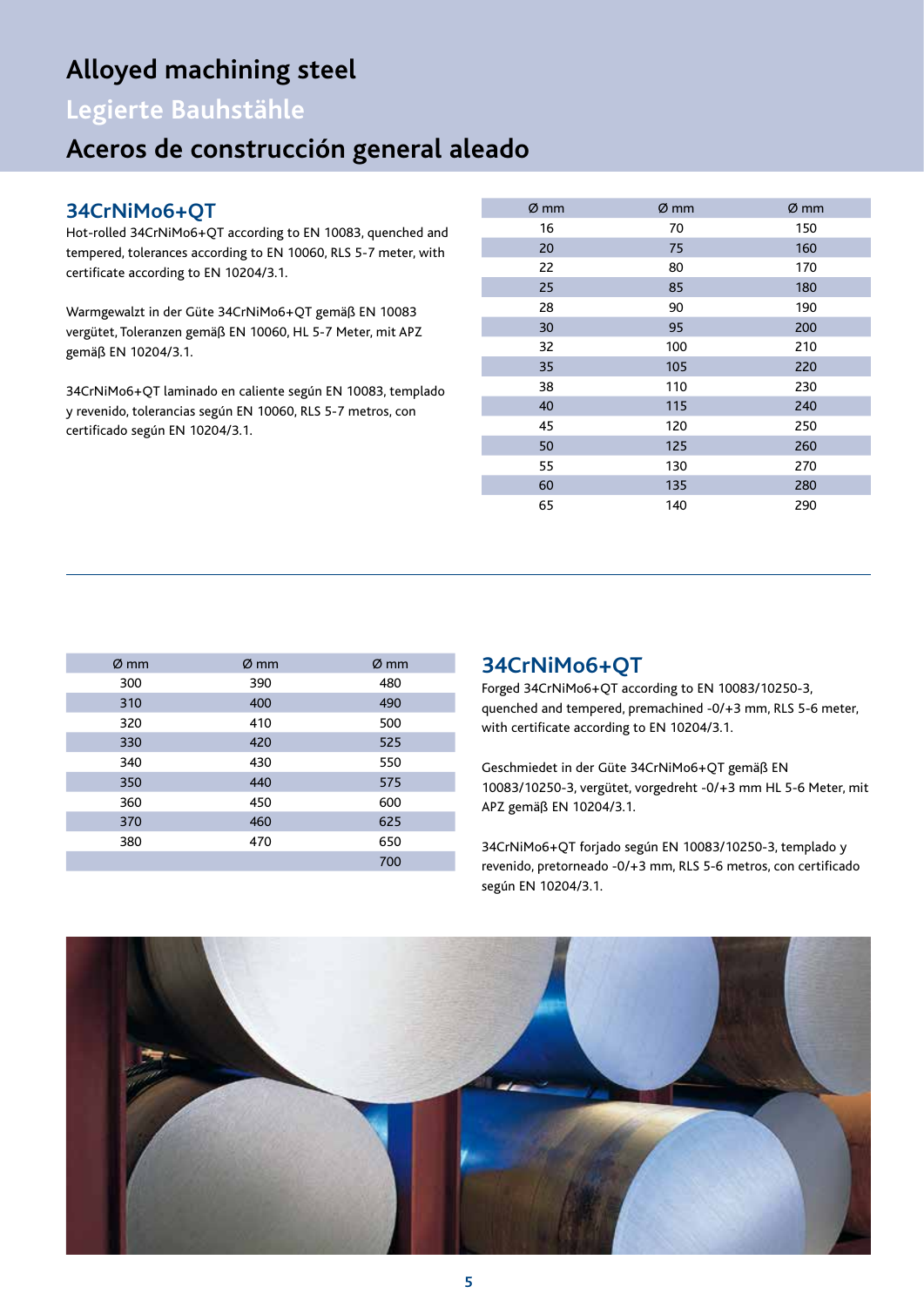# Alloyed machining steel

## Legierte Bauhstähle

## Aceros de construcción general aleado

### 34CrNiMo6+QT

Hot-rolled 34CrNiMo6+QT according to EN 10083, quenched and tempered, tolerances according to EN 10060, RLS 5-7 meter, with certificate according to EN 10204/3.1.

Warmgewalzt in der Güte 34CrNiMo6+QT gemäß EN 10083 vergütet, Toleranzen gemäß EN 10060, HL 5-7 Meter, mit APZ gemäß EN 10204/3.1.

34CrNiMo6+QT laminado en caliente según EN 10083, templado y revenido, tolerancias según EN 10060, RLS 5-7 metros, con certificado según EN 10204/3.1.

| Ø mm | Ø mm | Ø mm |
|---|---|---|
| 16 | 70 | 150 |
| 20 | 75 | 160 |
| 22 | 80 | 170 |
| 25 | 85 | 180 |
| 28 | 90 | 190 |
| 30 | 95 | 200 |
| 32 | 100 | 210 |
| 35 | 105 | 220 |
| 38 | 110 | 230 |
| 40 | 115 | 240 |
| 45 | 120 | 250 |
| 50 | 125 | 260 |
| 55 | 130 | 270 |
| 60 | 135 | 280 |
| 65 | 140 | 290 |

---

### 34CrNiMo6+QT

Forged 34CrNiMo6+QT according to EN 10083/10250-3, quenched and tempered, premachined -0/+3 mm, RLS 5-6 meter, with certificate according to EN 10204/3.1.

Geschmiedet in der Güte 34CrNiMo6+QT gemäß EN 10083/10250-3, vergütet, vorgedreht -0/+3 mm HL 5-6 Meter, mit APZ gemäß EN 10204/3.1.

34CrNiMo6+QT forjado según EN 10083/10250-3, templado y revenido, pretorneado -0/+3 mm, RLS 5-6 metros, con certificado según EN 10204/3.1.

| Ø mm | Ø mm | Ø mm |
|---|---|---|
| 300 | 390 | 480 |
| 310 | 400 | 490 |
| 320 | 410 | 500 |
| 330 | 420 | 525 |
| 340 | 430 | 550 |
| 350 | 440 | 575 |
| 360 | 450 | 600 |
| 370 | 460 | 625 |
| 380 | 470 | 650 |
| | | 700 |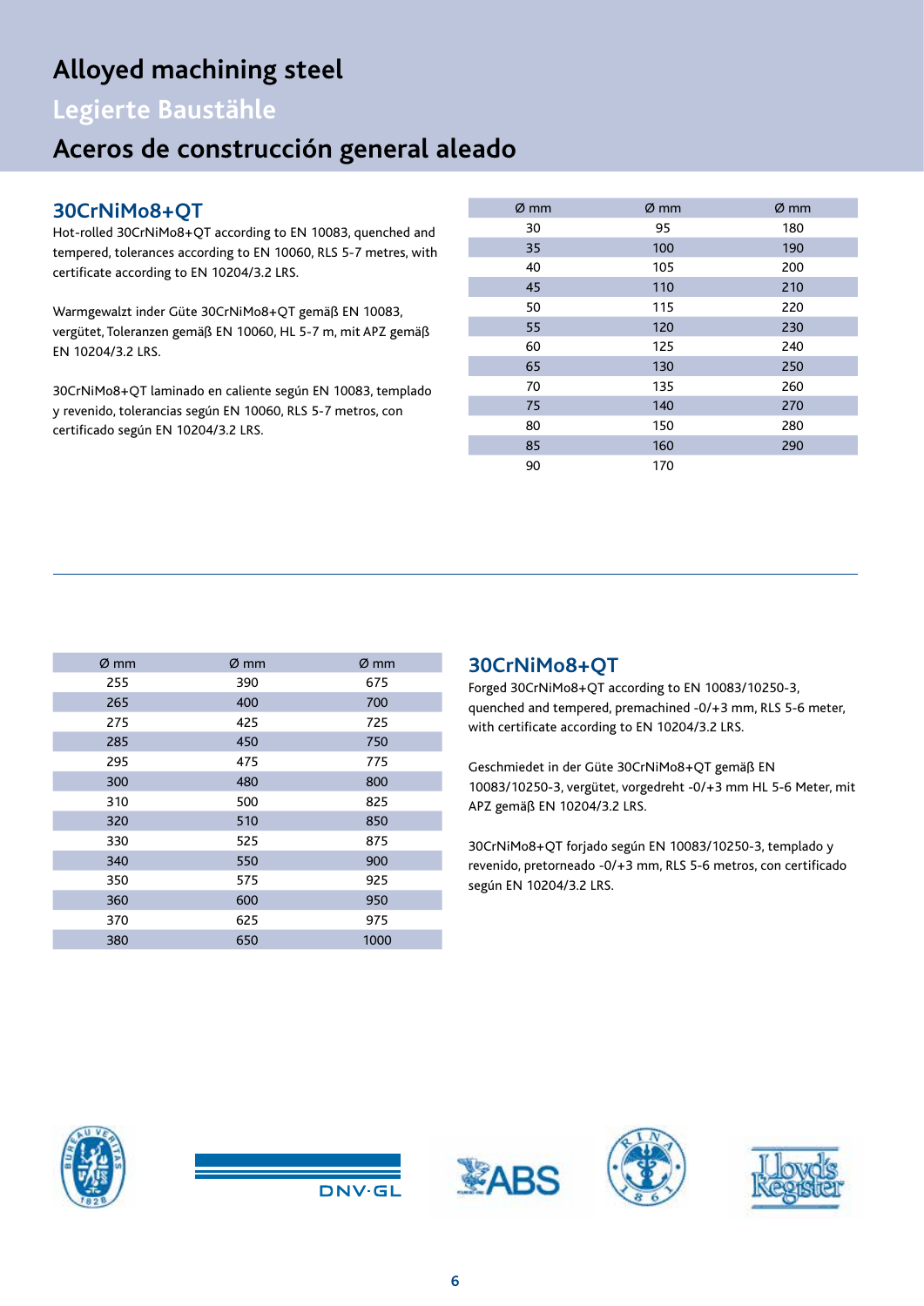# Alloyed machining steel

# Legierte Baustähle

# Aceros de construcción general aleado

## 30CrNiMo8+QT

Hot-rolled 30CrNiMo8+QT according to EN 10083, quenched and tempered, tolerances according to EN 10060, RLS 5-7 metres, with certificate according to EN 10204/3.2 LRS.

Warmgewalzt inder Güte 30CrNiMo8+QT gemäß EN 10083, vergütet, Toleranzen gemäß EN 10060, HL 5-7 m, mit APZ gemäß EN 10204/3.2 LRS.

30CrNiMo8+QT laminado en caliente según EN 10083, templado y revenido, tolerancias según EN 10060, RLS 5-7 metros, con certificado según EN 10204/3.2 LRS.

| Ø mm | Ø mm | Ø mm |
|---|---|---|
| 30 | 95 | 180 |
| 35 | 100 | 190 |
| 40 | 105 | 200 |
| 45 | 110 | 210 |
| 50 | 115 | 220 |
| 55 | 120 | 230 |
| 60 | 125 | 240 |
| 65 | 130 | 250 |
| 70 | 135 | 260 |
| 75 | 140 | 270 |
| 80 | 150 | 280 |
| 85 | 160 | 290 |
| 90 | 170 | |

---

## 30CrNiMo8+QT

Forged 30CrNiMo8+QT according to EN 10083/10250-3, quenched and tempered, premachined -0/+3 mm, RLS 5-6 meter, with certificate according to EN 10204/3.2 LRS.

Geschmiedet in der Güte 30CrNiMo8+QT gemäß EN 10083/10250-3, vergütet, vorgedreht -0/+3 mm HL 5-6 Meter, mit APZ gemäß EN 10204/3.2 LRS.

30CrNiMo8+QT forjado según EN 10083/10250-3, templado y revenido, pretorneado -0/+3 mm, RLS 5-6 metros, con certificado según EN 10204/3.2 LRS.

| Ø mm | Ø mm | Ø mm |
|---|---|---|
| 255 | 390 | 675 |
| 265 | 400 | 700 |
| 275 | 425 | 725 |
| 285 | 450 | 750 |
| 295 | 475 | 775 |
| 300 | 480 | 800 |
| 310 | 500 | 825 |
| 320 | 510 | 850 |
| 330 | 525 | 875 |
| 340 | 550 | 900 |
| 350 | 575 | 925 |
| 360 | 600 | 950 |
| 370 | 625 | 975 |
| 380 | 650 | 1000 |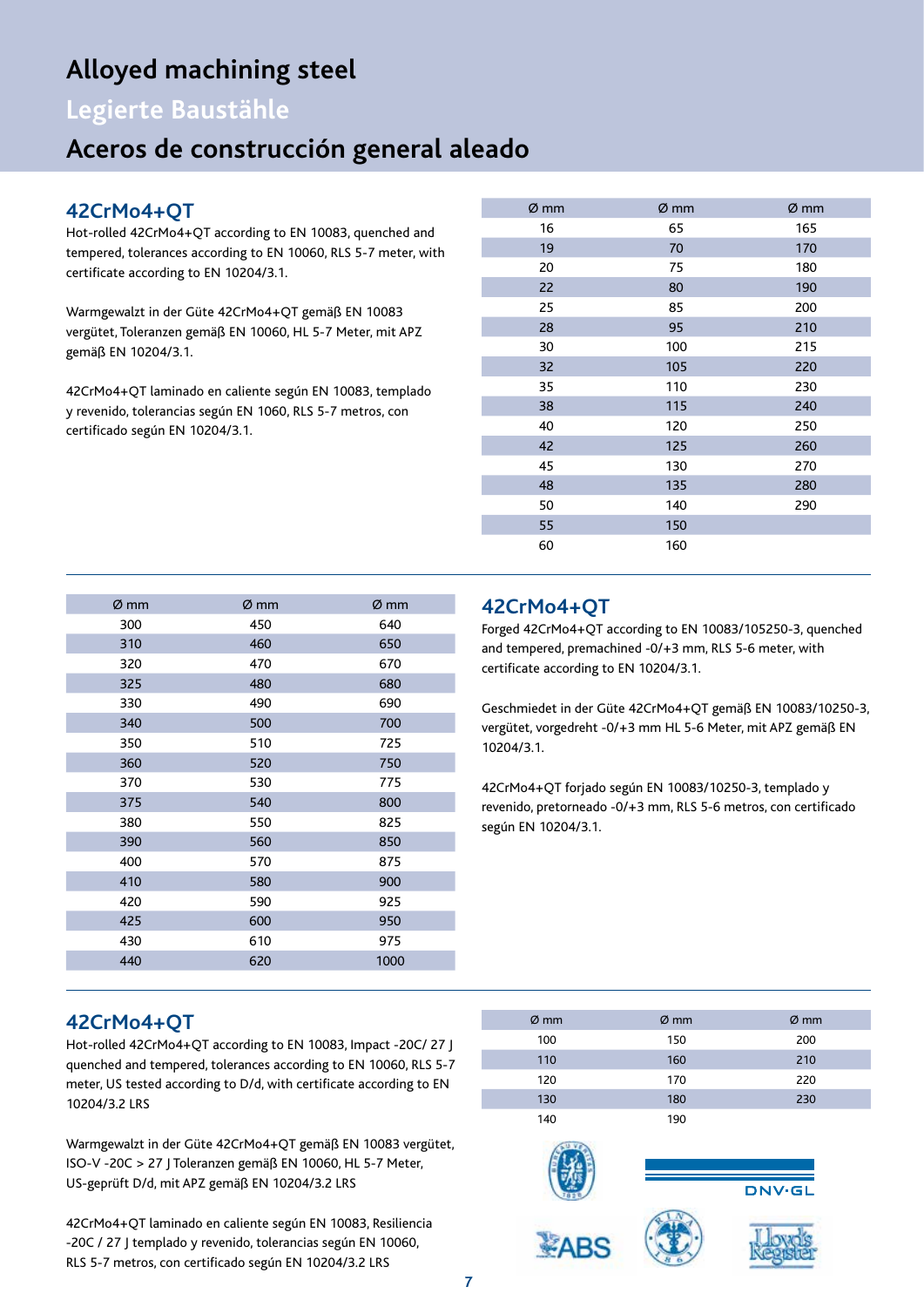# Alloyed machining steel

# Legierte Baustähle

# Aceros de construcción general aleado

## 42CrMo4+QT

Hot-rolled 42CrMo4+QT according to EN 10083, quenched and tempered, tolerances according to EN 10060, RLS 5-7 meter, with certificate according to EN 10204/3.1.

Warmgewalzt in der Güte 42CrMo4+QT gemäß EN 10083 vergütet, Toleranzen gemäß EN 10060, HL 5-7 Meter, mit APZ gemäß EN 10204/3.1.

42CrMo4+QT laminado en caliente según EN 10083, templado y revenido, tolerancias según EN 1060, RLS 5-7 metros, con certificado según EN 10204/3.1.

| Ø mm | Ø mm | Ø mm |
|---|---|---|
| 16 | 65 | 165 |
| 19 | 70 | 170 |
| 20 | 75 | 180 |
| 22 | 80 | 190 |
| 25 | 85 | 200 |
| 28 | 95 | 210 |
| 30 | 100 | 215 |
| 32 | 105 | 220 |
| 35 | 110 | 230 |
| 38 | 115 | 240 |
| 40 | 120 | 250 |
| 42 | 125 | 260 |
| 45 | 130 | 270 |
| 48 | 135 | 280 |
| 50 | 140 | 290 |
| 55 | 150 | |
| 60 | 160 | |

## 42CrMo4+QT

Forged 42CrMo4+QT according to EN 10083/105250-3, quenched and tempered, premachined -0/+3 mm, RLS 5-6 meter, with certificate according to EN 10204/3.1.

Geschmiedet in der Güte 42CrMo4+QT gemäß EN 10083/10250-3, vergütet, vorgedreht -0/+3 mm HL 5-6 Meter, mit APZ gemäß EN 10204/3.1.

42CrMo4+QT forjado según EN 10083/10250-3, templado y revenido, pretorneado -0/+3 mm, RLS 5-6 metros, con certificado según EN 10204/3.1.

| Ø mm | Ø mm | Ø mm |
|---|---|---|
| 300 | 450 | 640 |
| 310 | 460 | 650 |
| 320 | 470 | 670 |
| 325 | 480 | 680 |
| 330 | 490 | 690 |
| 340 | 500 | 700 |
| 350 | 510 | 725 |
| 360 | 520 | 750 |
| 370 | 530 | 775 |
| 375 | 540 | 800 |
| 380 | 550 | 825 |
| 390 | 560 | 850 |
| 400 | 570 | 875 |
| 410 | 580 | 900 |
| 420 | 590 | 925 |
| 425 | 600 | 950 |
| 430 | 610 | 975 |
| 440 | 620 | 1000 |

## 42CrMo4+QT

Hot-rolled 42CrMo4+QT according to EN 10083, Impact -20C/ 27 J quenched and tempered, tolerances according to EN 10060, RLS 5-7 meter, US tested according to D/d, with certificate according to EN 10204/3.2 LRS

Warmgewalzt in der Güte 42CrMo4+QT gemäß EN 10083 vergütet, ISO-V -20C > 27 J Toleranzen gemäß EN 10060, HL 5-7 Meter, US-geprüft D/d, mit APZ gemäß EN 10204/3.2 LRS

42CrMo4+QT laminado en caliente según EN 10083, Resiliencia -20C / 27 J templado y revenido, tolerancias según EN 10060, RLS 5-7 metros, con certificado según EN 10204/3.2 LRS

| Ø mm | Ø mm | Ø mm |
|---|---|---|
| 100 | 150 | 200 |
| 110 | 160 | 210 |
| 120 | 170 | 220 |
| 130 | 180 | 230 |
| 140 | 190 | |

DNV·GL ABS Lloyd's Register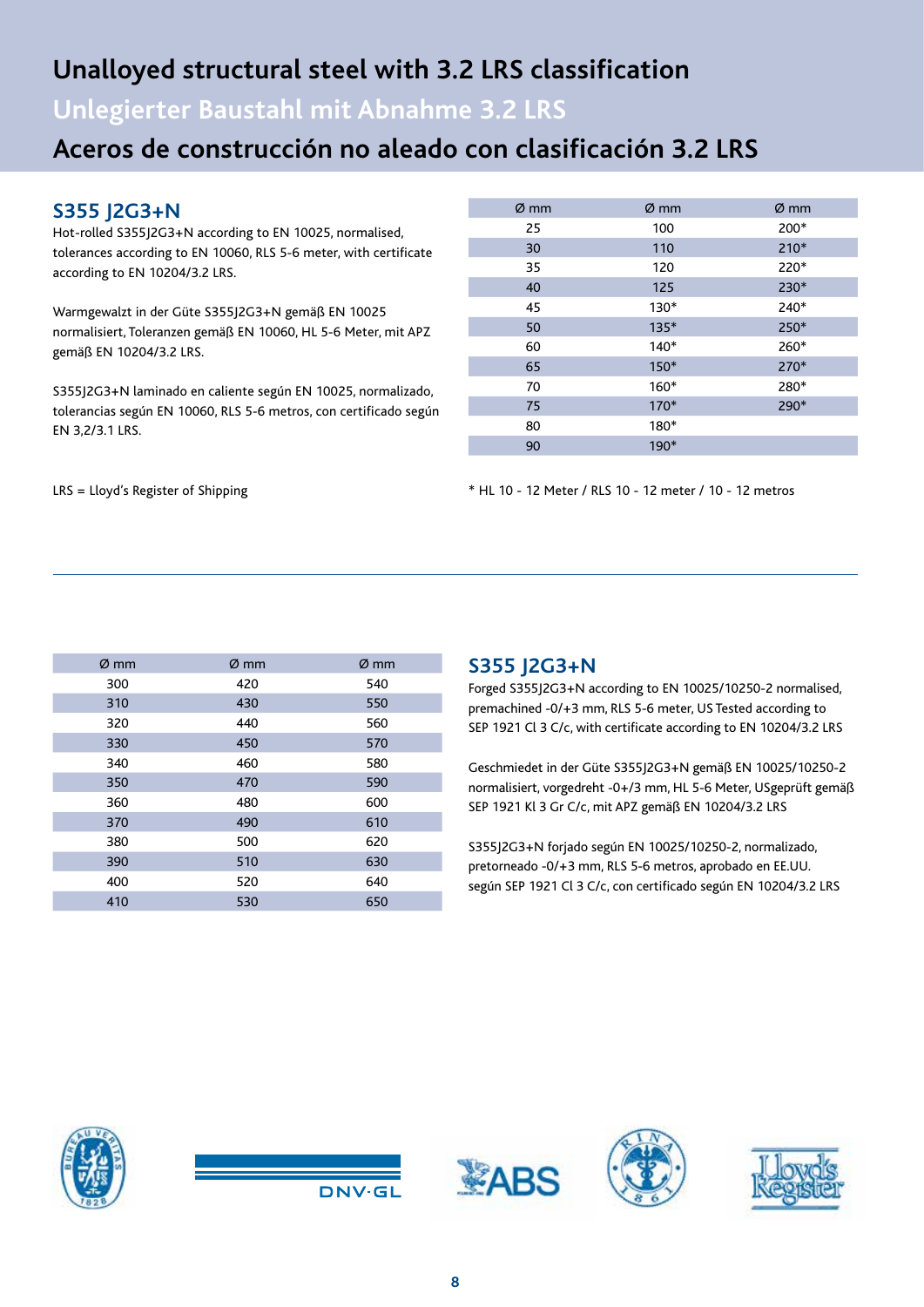# Unalloyed structural steel with 3.2 LRS classification

# Unlegierter Baustahl mit Abnahme 3.2 LRS

# Aceros de construcción no aleado con clasificación 3.2 LRS

## S355 J2G3+N

Hot-rolled S355J2G3+N according to EN 10025, normalised, tolerances according to EN 10060, RLS 5-6 meter, with certificate according to EN 10204/3.2 LRS.

Warmgewalzt in der Güte S355J2G3+N gemäß EN 10025 normalisiert, Toleranzen gemäß EN 10060, HL 5-6 Meter, mit APZ gemäß EN 10204/3.2 LRS.

S355J2G3+N laminado en caliente según EN 10025, normalizado, tolerancias según EN 10060, RLS 5-6 metros, con certificado según EN 3,2/3.1 LRS.

LRS = Lloyd's Register of Shipping

| Ø mm | Ø mm | Ø mm |
|---|---|---|
| 25 | 100 | 200* |
| 30 | 110 | 210* |
| 35 | 120 | 220* |
| 40 | 125 | 230* |
| 45 | 130* | 240* |
| 50 | 135* | 250* |
| 60 | 140* | 260* |
| 65 | 150* | 270* |
| 70 | 160* | 280* |
| 75 | 170* | 290* |
| 80 | 180* | |
| 90 | 190* | |

* HL 10 - 12 Meter / RLS 10 - 12 meter / 10 - 12 metros

---

## S355 J2G3+N

Forged S355J2G3+N according to EN 10025/10250-2 normalised, premachined -0/+3 mm, RLS 5-6 meter, US Tested according to SEP 1921 Cl 3 C/c, with certificate according to EN 10204/3.2 LRS

Geschmiedet in der Güte S355J2G3+N gemäß EN 10025/10250-2 normalisiert, vorgedreht -0+/3 mm, HL 5-6 Meter, USgeprüft gemäß SEP 1921 Kl 3 Gr C/c, mit APZ gemäß EN 10204/3.2 LRS

S355J2G3+N forjado según EN 10025/10250-2, normalizado, pretorneado -0/+3 mm, RLS 5-6 metros, aprobado en EE.UU. según SEP 1921 Cl 3 C/c, con certificado según EN 10204/3.2 LRS

| Ø mm | Ø mm | Ø mm |
|---|---|---|
| 300 | 420 | 540 |
| 310 | 430 | 550 |
| 320 | 440 | 560 |
| 330 | 450 | 570 |
| 340 | 460 | 580 |
| 350 | 470 | 590 |
| 360 | 480 | 600 |
| 370 | 490 | 610 |
| 380 | 500 | 620 |
| 390 | 510 | 630 |
| 400 | 520 | 640 |
| 410 | 530 | 650 |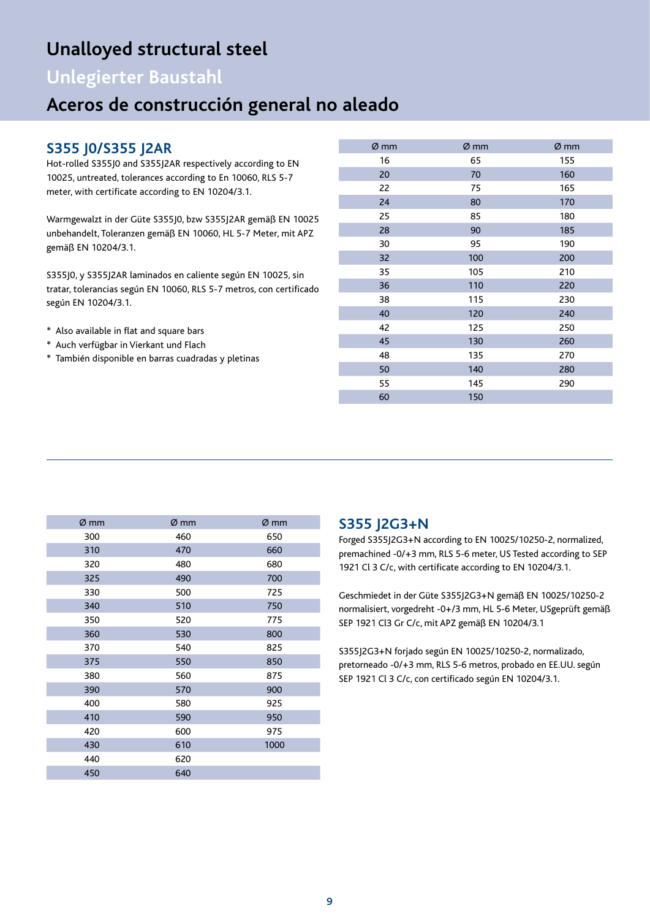# Unalloyed structural steel

# Unlegierter Baustahl

# Aceros de construcción general no aleado

## S355 J0/S355 J2AR

Hot-rolled S355J0 and S355J2AR respectively according to EN 10025, untreated, tolerances according to En 10060, RLS 5-7 meter, with certificate according to EN 10204/3.1.

Warmgewalzt in der Güte S355J0, bzw S355J2AR gemäß EN 10025 unbehandelt, Toleranzen gemäß EN 10060, HL 5-7 Meter, mit APZ gemäß EN 10204/3.1.

S355J0, y S355J2AR laminados en caliente según EN 10025, sin tratar, tolerancias según EN 10060, RLS 5-7 metros, con certificado según EN 10204/3.1.

* Also available in flat and square bars
* Auch verfügbar in Vierkant und Flach
* También disponible en barras cuadradas y pletinas

| Ø mm | Ø mm | Ø mm |
|---|---|---|
| 16 | 65 | 155 |
| 20 | 70 | 160 |
| 22 | 75 | 165 |
| 24 | 80 | 170 |
| 25 | 85 | 180 |
| 28 | 90 | 185 |
| 30 | 95 | 190 |
| 32 | 100 | 200 |
| 35 | 105 | 210 |
| 36 | 110 | 220 |
| 38 | 115 | 230 |
| 40 | 120 | 240 |
| 42 | 125 | 250 |
| 45 | 130 | 260 |
| 48 | 135 | 270 |
| 50 | 140 | 280 |
| 55 | 145 | 290 |
| 60 | 150 | |

## S355 J2G3+N

Forged S355J2G3+N according to EN 10025/10250-2, normalized, premachined -0/+3 mm, RLS 5-6 meter, US Tested according to SEP 1921 Cl 3 C/c, with certificate according to EN 10204/3.1.

Geschmiedet in der Güte S355J2G3+N gemäß EN 10025/10250-2 normalisiert, vorgedreht -0+/3 mm, HL 5-6 Meter, USgeprüft gemäß SEP 1921 Cl3 Gr C/c, mit APZ gemäß EN 10204/3.1

S355J2G3+N forjado según EN 10025/10250-2, normalizado, pretorneado -0/+3 mm, RLS 5-6 metros, probado en EE.UU. según SEP 1921 Cl 3 C/c, con certificado según EN 10204/3.1.

| Ø mm | Ø mm | Ø mm |
|---|---|---|
| 300 | 460 | 650 |
| 310 | 470 | 660 |
| 320 | 480 | 680 |
| 325 | 490 | 700 |
| 330 | 500 | 725 |
| 340 | 510 | 750 |
| 350 | 520 | 775 |
| 360 | 530 | 800 |
| 370 | 540 | 825 |
| 375 | 550 | 850 |
| 380 | 560 | 875 |
| 390 | 570 | 900 |
| 400 | 580 | 925 |
| 410 | 590 | 950 |
| 420 | 600 | 975 |
| 430 | 610 | 1000 |
| 440 | 620 | |
| 450 | 640 | |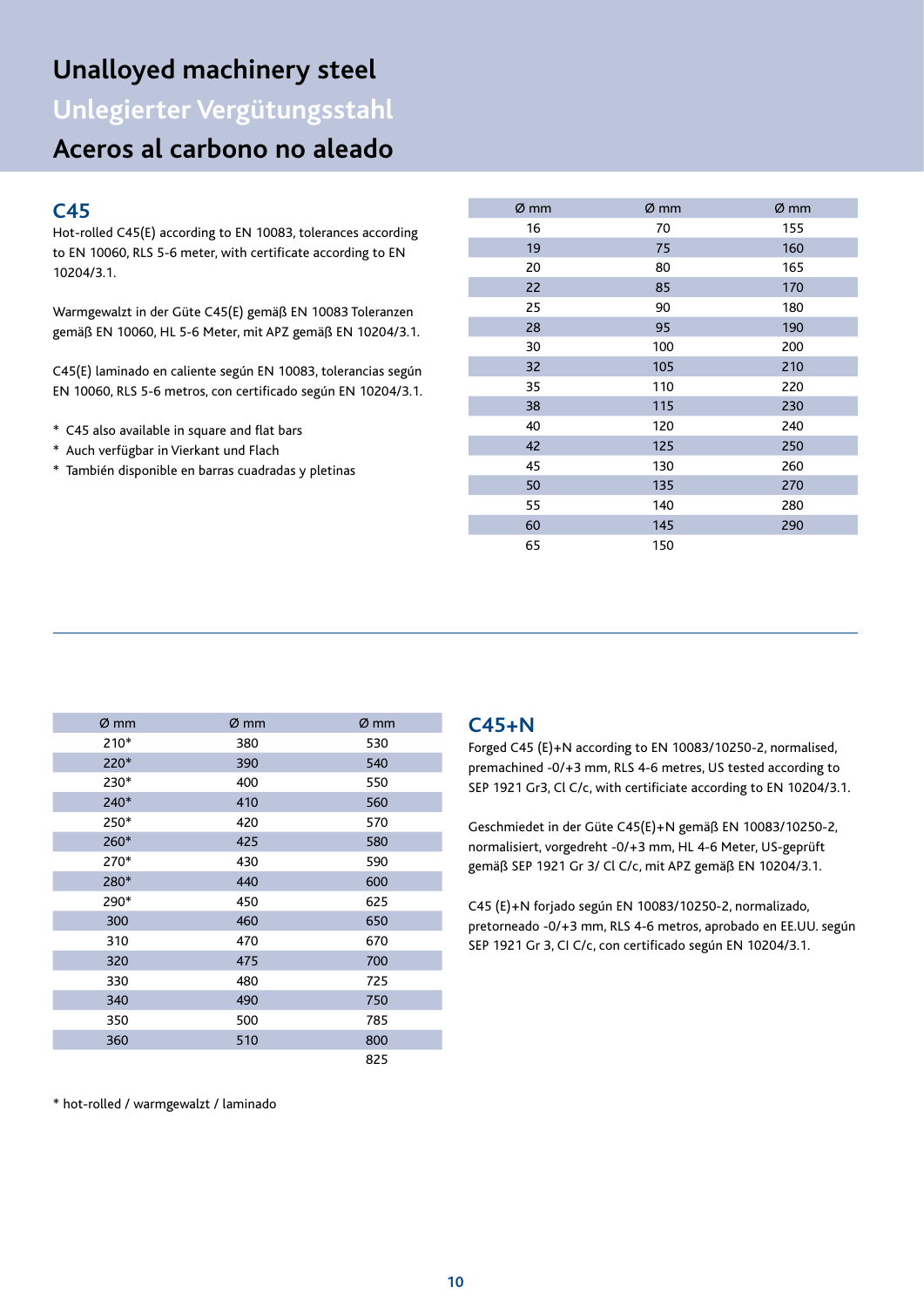# Unalloyed machinery steel

# Unlegierter Vergütungsstahl

# Aceros al carbono no aleado

## C45

Hot-rolled C45(E) according to EN 10083, tolerances according to EN 10060, RLS 5-6 meter, with certificate according to EN 10204/3.1.

Warmgewalzt in der Güte C45(E) gemäß EN 10083 Toleranzen gemäß EN 10060, HL 5-6 Meter, mit APZ gemäß EN 10204/3.1.

C45(E) laminado en caliente según EN 10083, tolerancias según EN 10060, RLS 5-6 metros, con certificado según EN 10204/3.1.

- * C45 also available in square and flat bars
- * Auch verfügbar in Vierkant und Flach
- * También disponible en barras cuadradas y pletinas

| Ø mm | Ø mm | Ø mm |
|---|---|---|
| 16 | 70 | 155 |
| 19 | 75 | 160 |
| 20 | 80 | 165 |
| 22 | 85 | 170 |
| 25 | 90 | 180 |
| 28 | 95 | 190 |
| 30 | 100 | 200 |
| 32 | 105 | 210 |
| 35 | 110 | 220 |
| 38 | 115 | 230 |
| 40 | 120 | 240 |
| 42 | 125 | 250 |
| 45 | 130 | 260 |
| 50 | 135 | 270 |
| 55 | 140 | 280 |
| 60 | 145 | 290 |
| 65 | 150 | |

## C45+N

Forged C45 (E)+N according to EN 10083/10250-2, normalised, premachined -0/+3 mm, RLS 4-6 metres, US tested according to SEP 1921 Gr3, Cl C/c, with certificiate according to EN 10204/3.1.

Geschmiedet in der Güte C45(E)+N gemäß EN 10083/10250-2, normalisiert, vorgedreht -0/+3 mm, HL 4-6 Meter, US-geprüft gemäß SEP 1921 Gr 3/ Cl C/c, mit APZ gemäß EN 10204/3.1.

C45 (E)+N forjado según EN 10083/10250-2, normalizado, pretorneado -0/+3 mm, RLS 4-6 metros, aprobado en EE.UU. según SEP 1921 Gr 3, CI C/c, con certificado según EN 10204/3.1.

| Ø mm | Ø mm | Ø mm |
|---|---|---|
| 210* | 380 | 530 |
| 220* | 390 | 540 |
| 230* | 400 | 550 |
| 240* | 410 | 560 |
| 250* | 420 | 570 |
| 260* | 425 | 580 |
| 270* | 430 | 590 |
| 280* | 440 | 600 |
| 290* | 450 | 625 |
| 300 | 460 | 650 |
| 310 | 470 | 670 |
| 320 | 475 | 700 |
| 330 | 480 | 725 |
| 340 | 490 | 750 |
| 350 | 500 | 785 |
| 360 | 510 | 800 |
| | | 825 |

* hot-rolled / warmgewalzt / laminado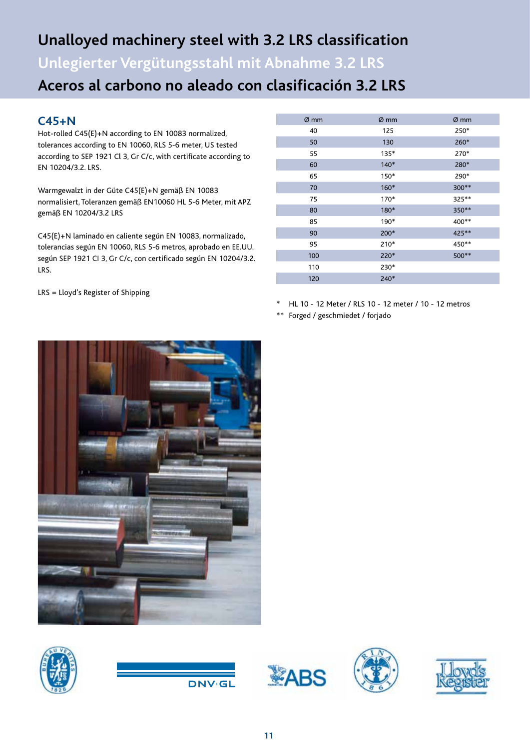# Unalloyed machinery steel with 3.2 LRS classification

# Unlegierter Vergütungsstahl mit Abnahme 3.2 LRS

# Aceros al carbono no aleado con clasificación 3.2 LRS

## C45+N

Hot-rolled C45(E)+N according to EN 10083 normalized, tolerances according to EN 10060, RLS 5-6 meter, US tested according to SEP 1921 Cl 3, Gr C/c, with certificate according to EN 10204/3.2. LRS.

Warmgewalzt in der Güte C45(E)+N gemäß EN 10083 normalisiert, Toleranzen gemäß EN10060 HL 5-6 Meter, mit APZ gemäß EN 10204/3.2 LRS

C45(E)+N laminado en caliente según EN 10083, normalizado, tolerancias según EN 10060, RLS 5-6 metros, aprobado en EE.UU. según SEP 1921 CI 3, Gr C/c, con certificado según EN 10204/3.2. LRS.

LRS = Lloyd's Register of Shipping

| Ø mm | Ø mm | Ø mm |
|---|---|---|
| 40 | 125 | 250* |
| 50 | 130 | 260* |
| 55 | 135* | 270* |
| 60 | 140* | 280* |
| 65 | 150* | 290* |
| 70 | 160* | 300** |
| 75 | 170* | 325** |
| 80 | 180* | 350** |
| 85 | 190* | 400** |
| 90 | 200* | 425** |
| 95 | 210* | 450** |
| 100 | 220* | 500** |
| 110 | 230* | |
| 120 | 240* | |

* HL 10 - 12 Meter / RLS 10 - 12 meter / 10 - 12 metros

** Forged / geschmiedet / forjado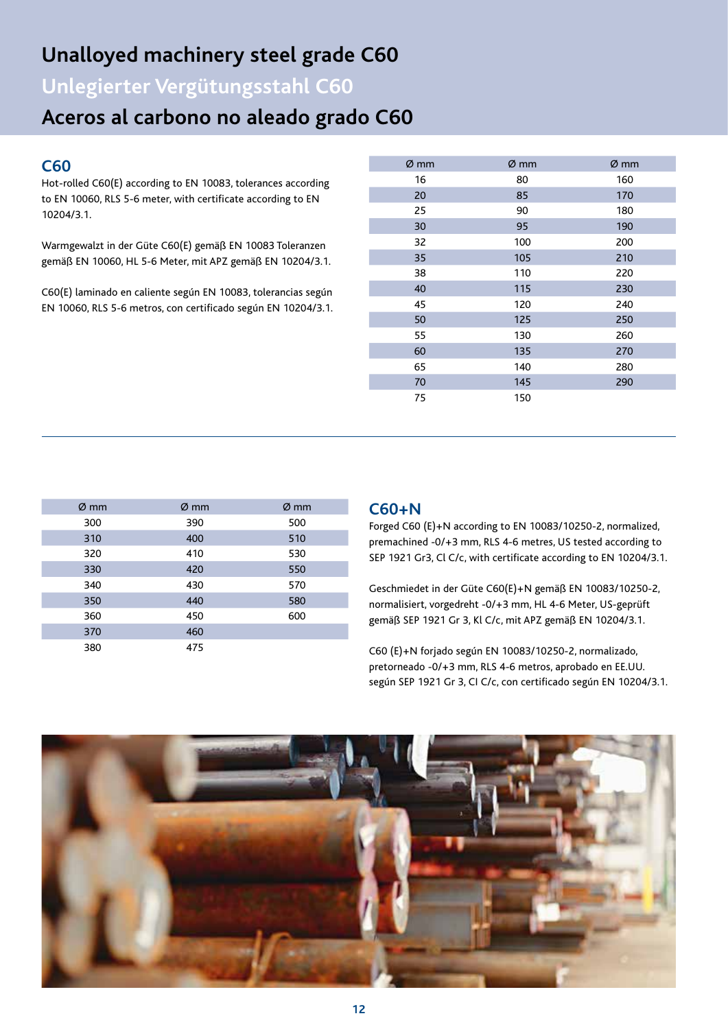# Unalloyed machinery steel grade C60

# Unlegierter Vergütungsstahl C60

# Aceros al carbono no aleado grado C60

## C60

Hot-rolled C60(E) according to EN 10083, tolerances according to EN 10060, RLS 5-6 meter, with certificate according to EN 10204/3.1.

Warmgewalzt in der Güte C60(E) gemäß EN 10083 Toleranzen gemäß EN 10060, HL 5-6 Meter, mit APZ gemäß EN 10204/3.1.

C60(E) laminado en caliente según EN 10083, tolerancias según EN 10060, RLS 5-6 metros, con certificado según EN 10204/3.1.

| Ø mm | Ø mm | Ø mm |
|---|---|---|
| 16 | 80 | 160 |
| 20 | 85 | 170 |
| 25 | 90 | 180 |
| 30 | 95 | 190 |
| 32 | 100 | 200 |
| 35 | 105 | 210 |
| 38 | 110 | 220 |
| 40 | 115 | 230 |
| 45 | 120 | 240 |
| 50 | 125 | 250 |
| 55 | 130 | 260 |
| 60 | 135 | 270 |
| 65 | 140 | 280 |
| 70 | 145 | 290 |
| 75 | 150 | |

## C60+N

Forged C60 (E)+N according to EN 10083/10250-2, normalized, premachined -0/+3 mm, RLS 4-6 metres, US tested according to SEP 1921 Gr3, Cl C/c, with certificate according to EN 10204/3.1.

Geschmiedet in der Güte C60(E)+N gemäß EN 10083/10250-2, normalisiert, vorgedreht -0/+3 mm, HL 4-6 Meter, US-geprüft gemäß SEP 1921 Gr 3, Kl C/c, mit APZ gemäß EN 10204/3.1.

C60 (E)+N forjado según EN 10083/10250-2, normalizado, pretorneado -0/+3 mm, RLS 4-6 metros, aprobado en EE.UU. según SEP 1921 Gr 3, CI C/c, con certificado según EN 10204/3.1.

| Ø mm | Ø mm | Ø mm |
|---|---|---|
| 300 | 390 | 500 |
| 310 | 400 | 510 |
| 320 | 410 | 530 |
| 330 | 420 | 550 |
| 340 | 430 | 570 |
| 350 | 440 | 580 |
| 360 | 450 | 600 |
| 370 | 460 | |
| 380 | 475 | |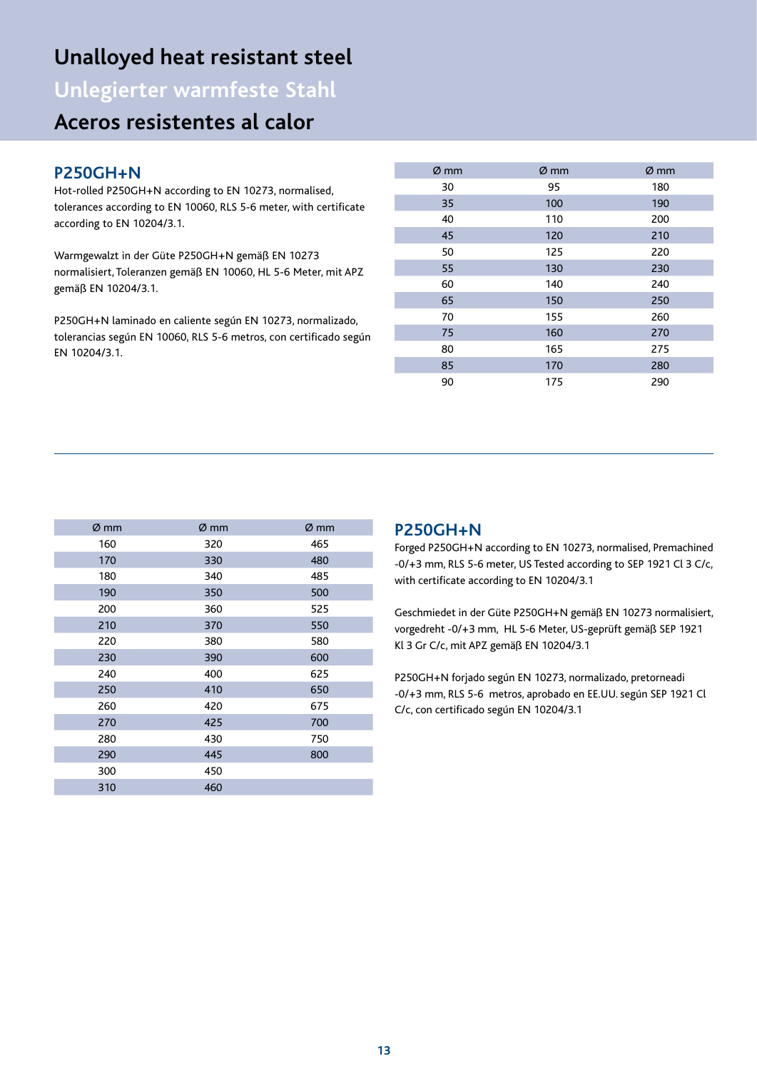# Unalloyed heat resistant steel

# Unlegierter warmfeste Stahl

# Aceros resistentes al calor

## P250GH+N

Hot-rolled P250GH+N according to EN 10273, normalised, tolerances according to EN 10060, RLS 5-6 meter, with certificate according to EN 10204/3.1.

Warmgewalzt in der Güte P250GH+N gemäß EN 10273 normalisiert, Toleranzen gemäß EN 10060, HL 5-6 Meter, mit APZ gemäß EN 10204/3.1.

P250GH+N laminado en caliente según EN 10273, normalizado, tolerancias según EN 10060, RLS 5-6 metros, con certificado según EN 10204/3.1.

| Ø mm | Ø mm | Ø mm |
|---|---|---|
| 30 | 95 | 180 |
| 35 | 100 | 190 |
| 40 | 110 | 200 |
| 45 | 120 | 210 |
| 50 | 125 | 220 |
| 55 | 130 | 230 |
| 60 | 140 | 240 |
| 65 | 150 | 250 |
| 70 | 155 | 260 |
| 75 | 160 | 270 |
| 80 | 165 | 275 |
| 85 | 170 | 280 |
| 90 | 175 | 290 |

---

## P250GH+N

Forged P250GH+N according to EN 10273, normalised, Premachined -0/+3 mm, RLS 5-6 meter, US Tested according to SEP 1921 Cl 3 C/c, with certificate according to EN 10204/3.1

Geschmiedet in der Güte P250GH+N gemäß EN 10273 normalisiert, vorgedreht -0/+3 mm,  HL 5-6 Meter, US-geprüft gemäß SEP 1921 Kl 3 Gr C/c, mit APZ gemäß EN 10204/3.1

P250GH+N forjado según EN 10273, normalizado, pretorneadi -0/+3 mm, RLS 5-6  metros, aprobado en EE.UU. según SEP 1921 Cl C/c, con certificado según EN 10204/3.1

| Ø mm | Ø mm | Ø mm |
|---|---|---|
| 160 | 320 | 465 |
| 170 | 330 | 480 |
| 180 | 340 | 485 |
| 190 | 350 | 500 |
| 200 | 360 | 525 |
| 210 | 370 | 550 |
| 220 | 380 | 580 |
| 230 | 390 | 600 |
| 240 | 400 | 625 |
| 250 | 410 | 650 |
| 260 | 420 | 675 |
| 270 | 425 | 700 |
| 280 | 430 | 750 |
| 290 | 445 | 800 |
| 300 | 450 | |
| 310 | 460 | |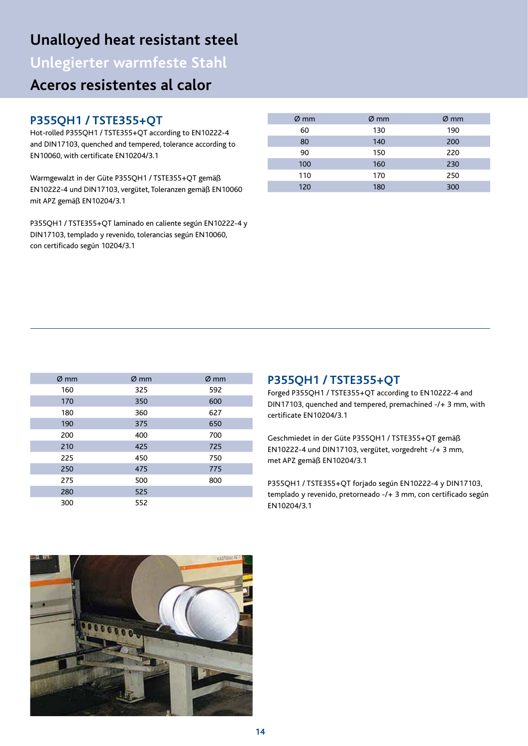# Unalloyed heat resistant steel

# Unlegierter warmfeste Stahl

# Aceros resistentes al calor

## P355QH1 / TSTE355+QT

Hot-rolled P355QH1 / TSTE355+QT according to EN10222-4 and DIN17103, quenched and tempered, tolerance according to EN10060, with certificate EN10204/3.1

Warmgewalzt in der Güte P355QH1 / TSTE355+QT gemäß EN10222-4 und DIN17103, vergütet, Toleranzen gemäß EN10060 mit APZ gemäß EN10204/3.1

P355QH1 / TSTE355+QT laminado en caliente según EN10222-4 y DIN17103, templado y revenido, tolerancias según EN10060, con certificado según 10204/3.1

| Ø mm | Ø mm | Ø mm |
|---|---|---|
| 60 | 130 | 190 |
| 80 | 140 | 200 |
| 90 | 150 | 220 |
| 100 | 160 | 230 |
| 110 | 170 | 250 |
| 120 | 180 | 300 |

## P355QH1 / TSTE355+QT

Forged P355QH1 / TSTE355+QT according to EN10222-4 and DIN17103, quenched and tempered, premachined -/+ 3 mm, with certificate EN10204/3.1

Geschmiedet in der Güte P355QH1 / TSTE355+QT gemäß EN10222-4 und DIN17103, vergütet, vorgedreht -/+ 3 mm, met APZ gemäß EN10204/3.1

P355QH1 / TSTE355+QT forjado según EN10222-4 y DIN17103, templado y revenido, pretorneado -/+ 3 mm, con certificado según EN10204/3.1

| Ø mm | Ø mm | Ø mm |
|---|---|---|
| 160 | 325 | 592 |
| 170 | 350 | 600 |
| 180 | 360 | 627 |
| 190 | 375 | 650 |
| 200 | 400 | 700 |
| 210 | 425 | 725 |
| 225 | 450 | 750 |
| 250 | 475 | 775 |
| 275 | 500 | 800 |
| 280 | 525 | |
| 300 | 552 | |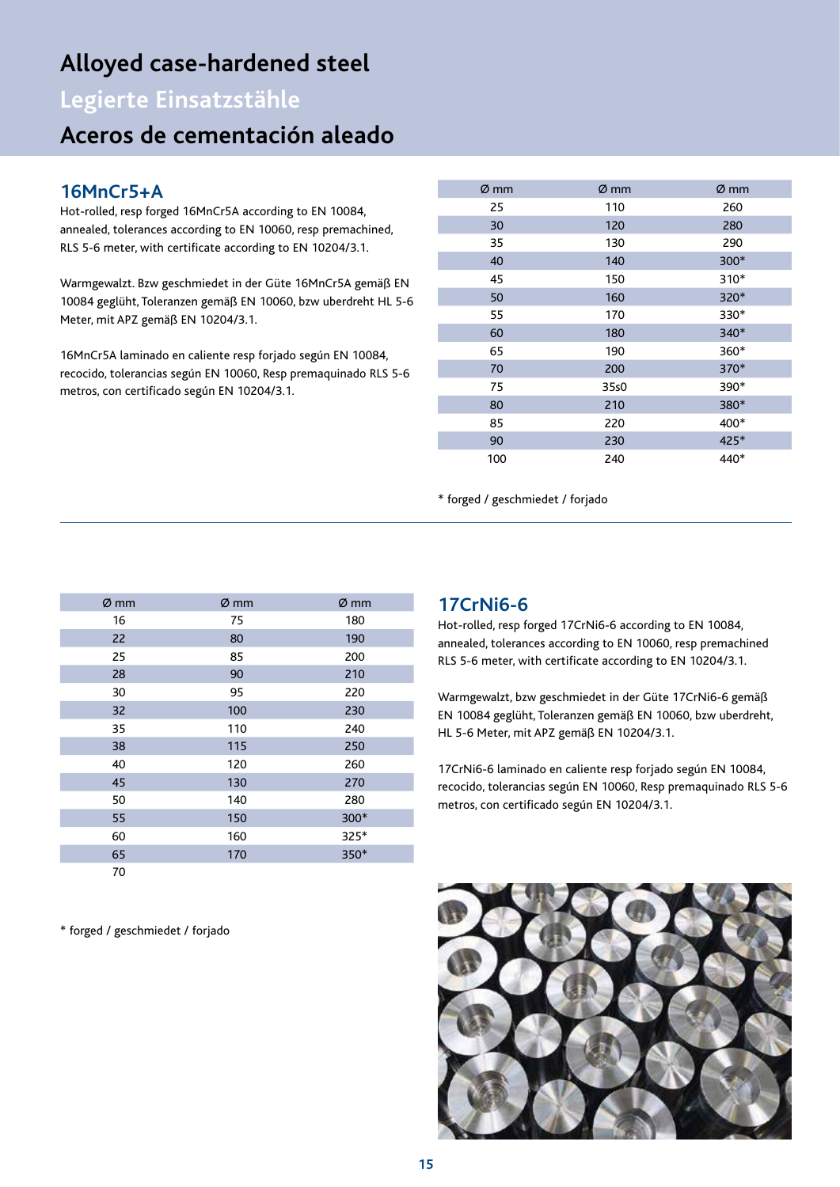# Alloyed case-hardened steel

## Legierte Einsatzstähle

## Aceros de cementación aleado

### 16MnCr5+A

Hot-rolled, resp forged 16MnCr5A according to EN 10084, annealed, tolerances according to EN 10060, resp premachined, RLS 5-6 meter, with certificate according to EN 10204/3.1.

Warmgewalzt. Bzw geschmiedet in der Güte 16MnCr5A gemäß EN 10084 geglüht, Toleranzen gemäß EN 10060, bzw uberdreht HL 5-6 Meter, mit APZ gemäß EN 10204/3.1.

16MnCr5A laminado en caliente resp forjado según EN 10084, recocido, tolerancias según EN 10060, Resp premaquinado RLS 5-6 metros, con certificado según EN 10204/3.1.

| Ø mm | Ø mm | Ø mm |
|---|---|---|
| 25 | 110 | 260 |
| 30 | 120 | 280 |
| 35 | 130 | 290 |
| 40 | 140 | 300* |
| 45 | 150 | 310* |
| 50 | 160 | 320* |
| 55 | 170 | 330* |
| 60 | 180 | 340* |
| 65 | 190 | 360* |
| 70 | 200 | 370* |
| 75 | 35s0 | 390* |
| 80 | 210 | 380* |
| 85 | 220 | 400* |
| 90 | 230 | 425* |
| 100 | 240 | 440* |

* forged / geschmiedet / forjado

### 17CrNi6-6

Hot-rolled, resp forged 17CrNi6-6 according to EN 10084, annealed, tolerances according to EN 10060, resp premachined RLS 5-6 meter, with certificate according to EN 10204/3.1.

Warmgewalzt, bzw geschmiedet in der Güte 17CrNi6-6 gemäß EN 10084 geglüht, Toleranzen gemäß EN 10060, bzw uberdreht, HL 5-6 Meter, mit APZ gemäß EN 10204/3.1.

17CrNi6-6 laminado en caliente resp forjado según EN 10084, recocido, tolerancias según EN 10060, Resp premaquinado RLS 5-6 metros, con certificado según EN 10204/3.1.

| Ø mm | Ø mm | Ø mm |
|---|---|---|
| 16 | 75 | 180 |
| 22 | 80 | 190 |
| 25 | 85 | 200 |
| 28 | 90 | 210 |
| 30 | 95 | 220 |
| 32 | 100 | 230 |
| 35 | 110 | 240 |
| 38 | 115 | 250 |
| 40 | 120 | 260 |
| 45 | 130 | 270 |
| 50 | 140 | 280 |
| 55 | 150 | 300* |
| 60 | 160 | 325* |
| 65 | 170 | 350* |
| 70 | | |

* forged / geschmiedet / forjado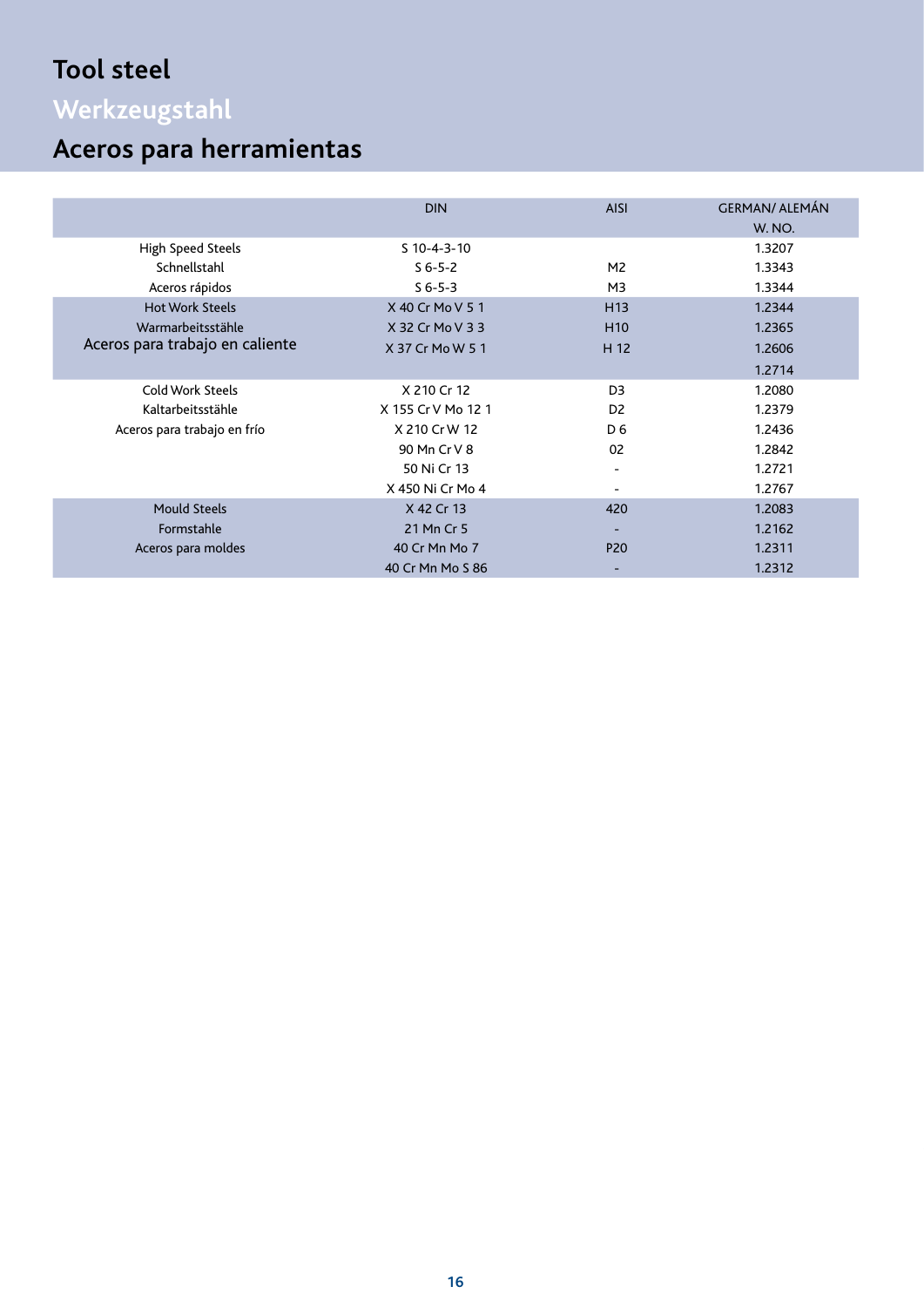# Tool steel

# Werkzeugstahl

# Aceros para herramientas

| | DIN | AISI | GERMAN/ ALEMÁN W. NO. |
|---|---|---|---|
| High Speed Steels | S 10-4-3-10 | | 1.3207 |
| Schnellstahl | S 6-5-2 | M2 | 1.3343 |
| Aceros rápidos | S 6-5-3 | M3 | 1.3344 |
| Hot Work Steels | X 40 Cr Mo V 5 1 | H13 | 1.2344 |
| Warmarbeitsstähle | X 32 Cr Mo V 3 3 | H10 | 1.2365 |
| Aceros para trabajo en caliente | X 37 Cr Mo W 5 1 | H 12 | 1.2606 |
| | | | 1.2714 |
| Cold Work Steels | X 210 Cr 12 | D3 | 1.2080 |
| Kaltarbeitsstähle | X 155 Cr V Mo 12 1 | D2 | 1.2379 |
| Aceros para trabajo en frío | X 210 Cr W 12 | D 6 | 1.2436 |
| | 90 Mn Cr V 8 | 02 | 1.2842 |
| | 50 Ni Cr 13 | - | 1.2721 |
| | X 450 Ni Cr Mo 4 | - | 1.2767 |
| Mould Steels | X 42 Cr 13 | 420 | 1.2083 |
| Formstahle | 21 Mn Cr 5 | - | 1.2162 |
| Aceros para moldes | 40 Cr Mn Mo 7 | P20 | 1.2311 |
| | 40 Cr Mn Mo S 86 | - | 1.2312 |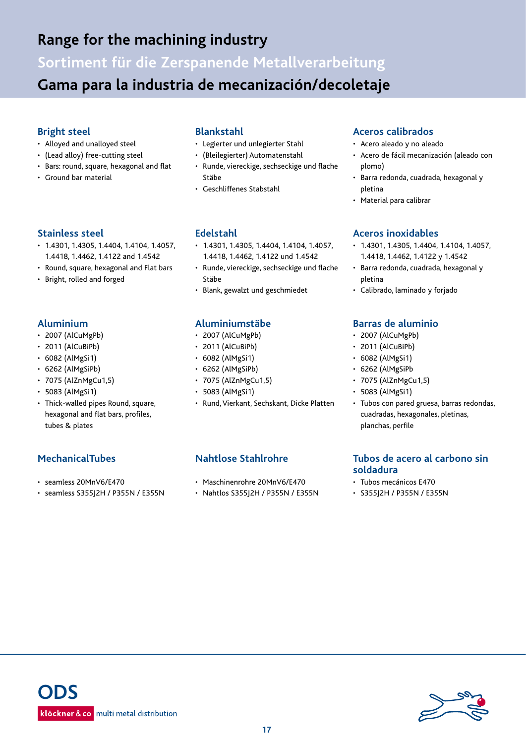# Range for the machining industry

# Sortiment für die Zerspanende Metallverarbeitung

# Gama para la industria de mecanización/decoletaje

## Bright steel

- Alloyed and unalloyed steel
- (Lead alloy) free-cutting steel
- Bars: round, square, hexagonal and flat
- Ground bar material

## Blankstahl

- Legierter und unlegierter Stahl
- (Bleilegierter) Automatenstahl
- Runde, viereckige, sechseckige und flache Stäbe
- Geschliffenes Stabstahl

## Aceros calibrados

- Acero aleado y no aleado
- Acero de fácil mecanización (aleado con plomo)
- Barra redonda, cuadrada, hexagonal y pletina
- Material para calibrar

## Stainless steel

- 1.4301, 1.4305, 1.4404, 1.4104, 1.4057, 1.4418, 1.4462, 1.4122 and 1.4542
- Round, square, hexagonal and Flat bars
- Bright, rolled and forged

## Edelstahl

- 1.4301, 1.4305, 1.4404, 1.4104, 1.4057, 1.4418, 1.4462, 1.4122 und 1.4542
- Runde, viereckige, sechseckige und flache Stäbe
- Blank, gewalzt und geschmiedet

## Aceros inoxidables

- 1.4301, 1.4305, 1.4404, 1.4104, 1.4057, 1.4418, 1.4462, 1.4122 y 1.4542
- Barra redonda, cuadrada, hexagonal y pletina
- Calibrado, laminado y forjado

## Aluminium

- 2007 (AlCuMgPb)
- 2011 (AlCuBiPb)
- 6082 (AlMgSi1)
- 6262 (AlMgSiPb)
- 7075 (AlZnMgCu1,5)
- 5083 (AlMgSi1)
- Thick-walled pipes Round, square, hexagonal and flat bars, profiles, tubes & plates

## Aluminiumstäbe

- 2007 (AlCuMgPb)
- 2011 (AlCuBiPb)
- 6082 (AlMgSi1)
- 6262 (AlMgSiPb)
- 7075 (AlZnMgCu1,5)
- 5083 (AlMgSi1)
- Rund, Vierkant, Sechskant, Dicke Platten

## Barras de aluminio

- 2007 (AlCuMgPb)
- 2011 (AlCuBiPb)
- 6082 (AlMgSi1)
- 6262 (AlMgSiPb
- 7075 (AlZnMgCu1,5)
- 5083 (AlMgSi1)
- Tubos con pared gruesa, barras redondas, cuadradas, hexagonales, pletinas, planchas, perfile

## MechanicalTubes

- seamless 20MnV6/E470
- seamless S355J2H / P355N / E355N

## Nahtlose Stahlrohre

- Maschinenrohre 20MnV6/E470
- Nahtlos S355J2H / P355N / E355N

## Tubos de acero al carbono sin soldadura

- Tubos mecánicos E470
- S355J2H / P355N / E355N

ODS

klöckner & co multi metal distribution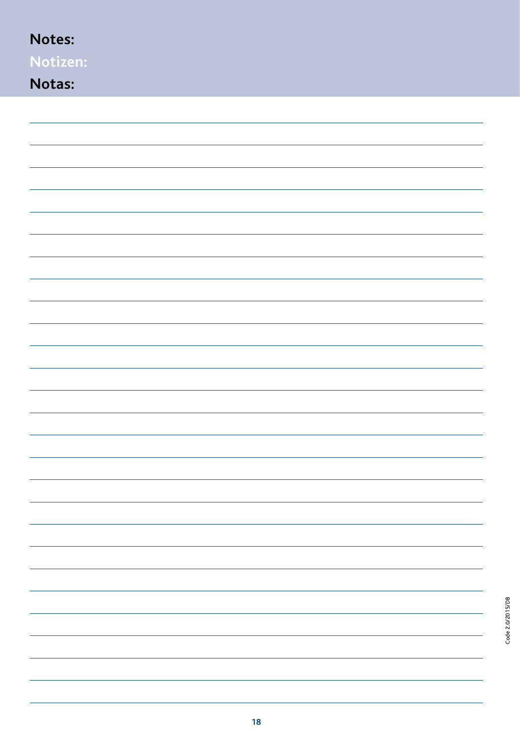**Notes:**

**Notizen:**

**Notas:**

Code 2.0/2015/DB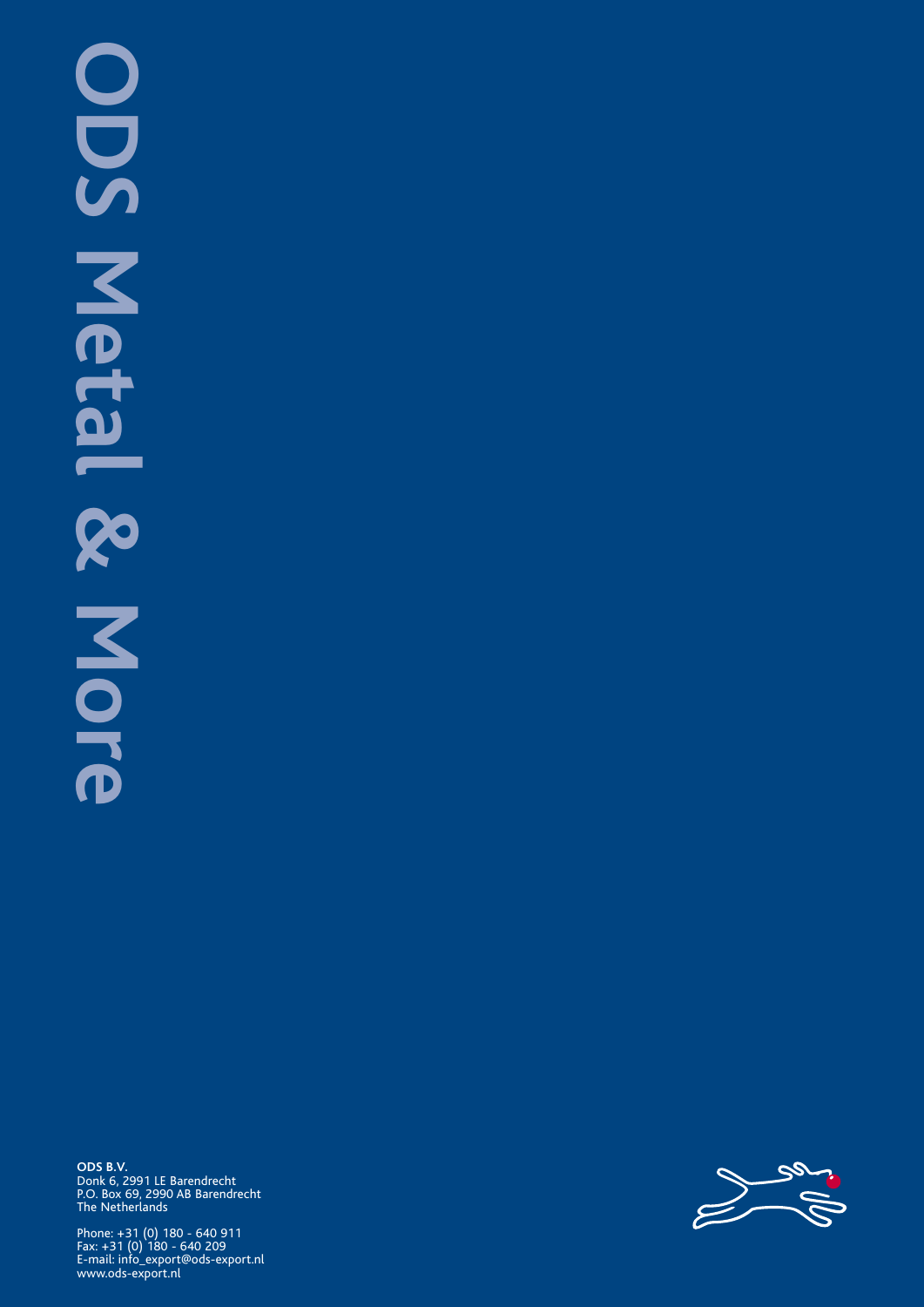# ODS Metal & More

**ODS B.V.**
Donk 6, 2991 LE Barendrecht
P.O. Box 69, 2990 AB Barendrecht
The Netherlands

Phone: +31 (0) 180 - 640 911
Fax: +31 (0) 180 - 640 209
E-mail: info_export@ods-export.nl
www.ods-export.nl